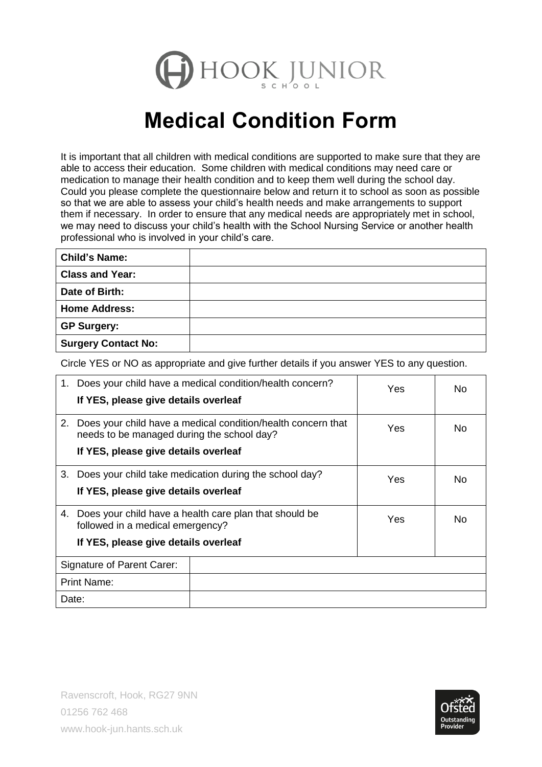HOOK JUNIOR SCHOOL

# Medical Condition Form

It is important that all children with medical conditions are supported to make sure that they are able to access their education. Some children with medical conditions may need care or medication to manage their health condition and to keep them well during the school day. Could you please complete the questionnaire below and return it to school as soon as possible so that we are able to assess your child's health needs and make arrangements to support them if necessary. In order to ensure that any medical needs are appropriately met in school, we may need to discuss your child's health with the School Nursing Service or another health professional who is involved in your child's care.

| | |
|---|---|
| **Child's Name:** | |
| **Class and Year:** | |
| **Date of Birth:** | |
| **Home Address:** | |
| **GP Surgery:** | |
| **Surgery Contact No:** | |

Circle YES or NO as appropriate and give further details if you answer YES to any question.

| | | |
|---|---|---|
| 1. Does your child have a medical condition/health concern? **If YES, please give details overleaf** | Yes | No |
| 2. Does your child have a medical condition/health concern that needs to be managed during the school day? **If YES, please give details overleaf** | Yes | No |
| 3. Does your child take medication during the school day? **If YES, please give details overleaf** | Yes | No |
| 4. Does your child have a health care plan that should be followed in a medical emergency? **If YES, please give details overleaf** | Yes | No |

| | |
|---|---|
| Signature of Parent Carer: | |
| Print Name: | |
| Date: | |

Ravenscroft, Hook, RG27 9NN
01256 762 468
www.hook-jun.hants.sch.uk

Ofsted Outstanding Provider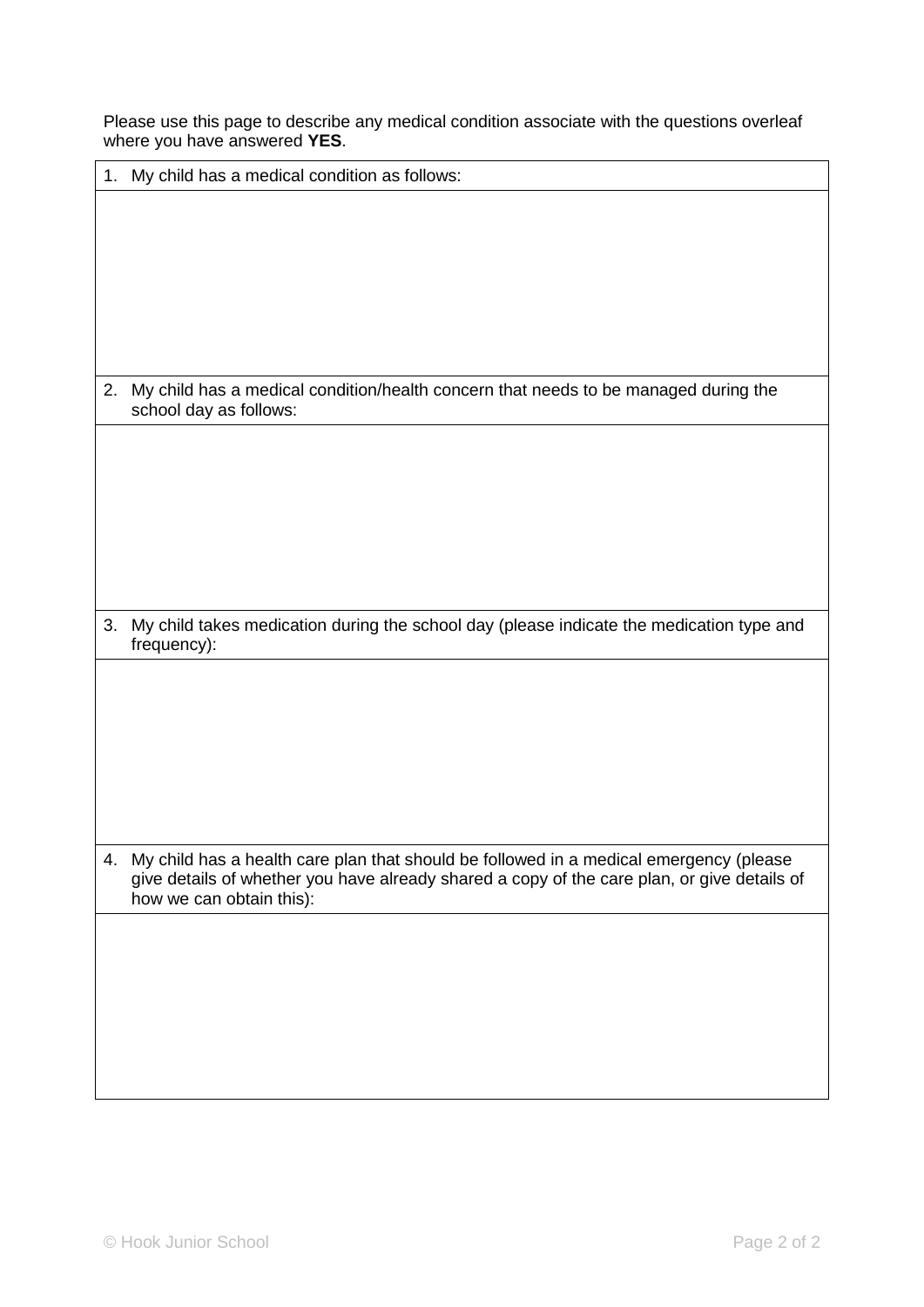Please use this page to describe any medical condition associate with the questions overleaf where you have answered **YES**.

| |
|---|
| 1. My child has a medical condition as follows: |
| |
| 2. My child has a medical condition/health concern that needs to be managed during the school day as follows: |
| |
| 3. My child takes medication during the school day (please indicate the medication type and frequency): |
| |
| 4. My child has a health care plan that should be followed in a medical emergency (please give details of whether you have already shared a copy of the care plan, or give details of how we can obtain this): |
| |